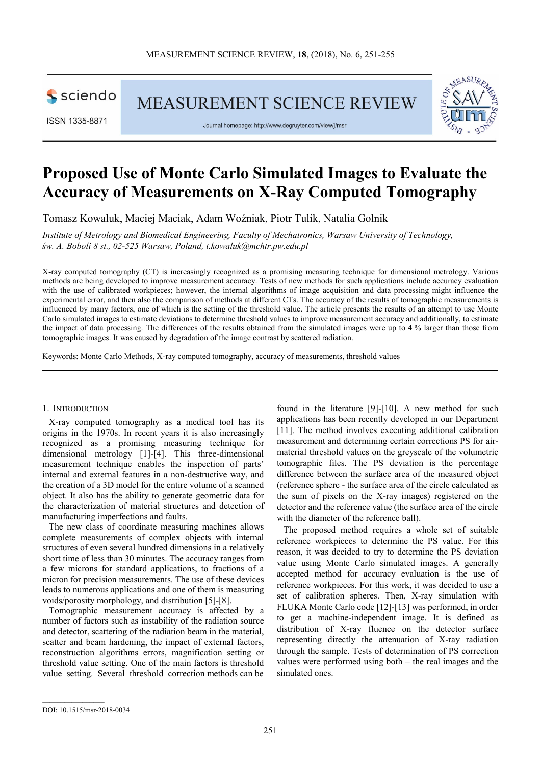# Proposed Use of Monte Carlo Simulated Images to Evaluate the Accuracy of Measurements on X-Ray Computed Tomography

Tomasz Kowaluk, Maciej Maciak, Adam Woźniak, Piotr Tulik, Natalia Golnik

*Institute of Metrology and Biomedical Engineering, Faculty of Mechatronics, Warsaw University of Technology, św. A. Boboli 8 st., 02-525 Warsaw, Poland, t.kowaluk@mchtr.pw.edu.pl*

X-ray computed tomography (CT) is increasingly recognized as a promising measuring technique for dimensional metrology. Various methods are being developed to improve measurement accuracy. Tests of new methods for such applications include accuracy evaluation with the use of calibrated workpieces; however, the internal algorithms of image acquisition and data processing might influence the experimental error, and then also the comparison of methods at different CTs. The accuracy of the results of tomographic measurements is influenced by many factors, one of which is the setting of the threshold value. The article presents the results of an attempt to use Monte Carlo simulated images to estimate deviations to determine threshold values to improve measurement accuracy and additionally, to estimate the impact of data processing. The differences of the results obtained from the simulated images were up to 4 % larger than those from tomographic images. It was caused by degradation of the image contrast by scattered radiation.

Keywords: Monte Carlo Methods, X-ray computed tomography, accuracy of measurements, threshold values

## 1. Introduction

X-ray computed tomography as a medical tool has its origins in the 1970s. In recent years it is also increasingly recognized as a promising measuring technique for dimensional metrology [1]-[4]. This three-dimensional measurement technique enables the inspection of parts' internal and external features in a non-destructive way, and the creation of a 3D model for the entire volume of a scanned object. It also has the ability to generate geometric data for the characterization of material structures and detection of manufacturing imperfections and faults.

The new class of coordinate measuring machines allows complete measurements of complex objects with internal structures of even several hundred dimensions in a relatively short time of less than 30 minutes. The accuracy ranges from a few microns for standard applications, to fractions of a micron for precision measurements. The use of these devices leads to numerous applications and one of them is measuring voids/porosity morphology, and distribution [5]-[8].

Tomographic measurement accuracy is affected by a number of factors such as instability of the radiation source and detector, scattering of the radiation beam in the material, scatter and beam hardening, the impact of external factors, reconstruction algorithms errors, magnification setting or threshold value setting. One of the main factors is threshold value setting. Several threshold correction methods can be found in the literature [9]-[10]. A new method for such applications has been recently developed in our Department [11]. The method involves executing additional calibration measurement and determining certain corrections PS for air-material threshold values on the greyscale of the volumetric tomographic files. The PS deviation is the percentage difference between the surface area of the measured object (reference sphere - the surface area of the circle calculated as the sum of pixels on the X-ray images) registered on the detector and the reference value (the surface area of the circle with the diameter of the reference ball).

The proposed method requires a whole set of suitable reference workpieces to determine the PS value. For this reason, it was decided to try to determine the PS deviation value using Monte Carlo simulated images. A generally accepted method for accuracy evaluation is the use of reference workpieces. For this work, it was decided to use a set of calibration spheres. Then, X-ray simulation with FLUKA Monte Carlo code [12]-[13] was performed, in order to get a machine-independent image. It is defined as distribution of X-ray fluence on the detector surface representing directly the attenuation of X-ray radiation through the sample. Tests of determination of PS correction values were performed using both – the real images and the simulated ones.

DOI: 10.1515/msr-2018-0034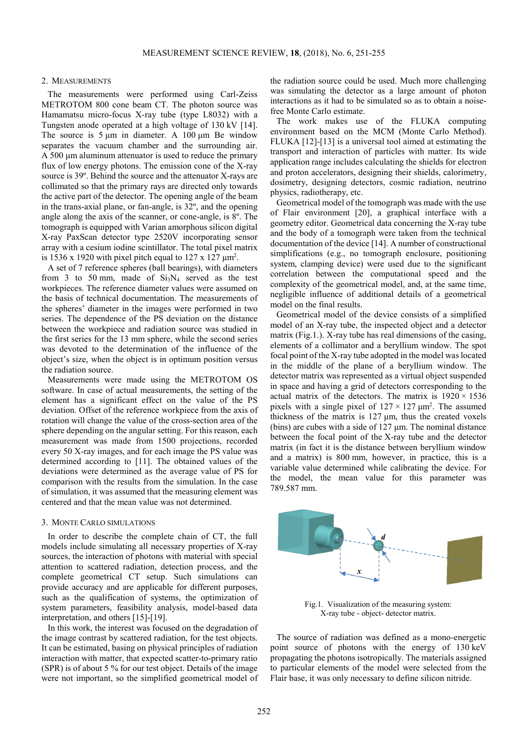## 2. Measurements

The measurements were performed using Carl-Zeiss METROTOM 800 cone beam CT. The photon source was Hamamatsu micro-focus X-ray tube (type L8032) with a Tungsten anode operated at a high voltage of 130 kV [14]. The source is 5 µm in diameter. A 100 µm Be window separates the vacuum chamber and the surrounding air. A 500 µm aluminum attenuator is used to reduce the primary flux of low energy photons. The emission cone of the X-ray source is 39º. Behind the source and the attenuator X-rays are collimated so that the primary rays are directed only towards the active part of the detector. The opening angle of the beam in the trans-axial plane, or fan-angle, is 32º, and the opening angle along the axis of the scanner, or cone-angle, is 8º. The tomograph is equipped with Varian amorphous silicon digital X-ray PaxScan detector type 2520V incorporating sensor array with a cesium iodine scintillator. The total pixel matrix is 1536 x 1920 with pixel pitch equal to 127 x 127 µm$^2$.

A set of 7 reference spheres (ball bearings), with diameters from 3 to 50 mm, made of $Si_3N_4$ served as the test workpieces. The reference diameter values were assumed on the basis of technical documentation. The measurements of the spheres' diameter in the images were performed in two series. The dependence of the PS deviation on the distance between the workpiece and radiation source was studied in the first series for the 13 mm sphere, while the second series was devoted to the determination of the influence of the object's size, when the object is in optimum position versus the radiation source.

Measurements were made using the METROTOM OS software. In case of actual measurements, the setting of the element has a significant effect on the value of the PS deviation. Offset of the reference workpiece from the axis of rotation will change the value of the cross-section area of the sphere depending on the angular setting. For this reason, each measurement was made from 1500 projections, recorded every 50 X-ray images, and for each image the PS value was determined according to [11]. The obtained values of the deviations were determined as the average value of PS for comparison with the results from the simulation. In the case of simulation, it was assumed that the measuring element was centered and that the mean value was not determined.

## 3. Monte Carlo Simulations

In order to describe the complete chain of CT, the full models include simulating all necessary properties of X-ray sources, the interaction of photons with material with special attention to scattered radiation, detection process, and the complete geometrical CT setup. Such simulations can provide accuracy and are applicable for different purposes, such as the qualification of systems, the optimization of system parameters, feasibility analysis, model-based data interpretation, and others [15]-[19].

In this work, the interest was focused on the degradation of the image contrast by scattered radiation, for the test objects. It can be estimated, basing on physical principles of radiation interaction with matter, that expected scatter-to-primary ratio (SPR) is of about 5 % for our test object. Details of the image were not important, so the simplified geometrical model of the radiation source could be used. Much more challenging was simulating the detector as a large amount of photon interactions as it had to be simulated so as to obtain a noise-free Monte Carlo estimate.

The work makes use of the FLUKA computing environment based on the MCM (Monte Carlo Method). FLUKA [12]-[13] is a universal tool aimed at estimating the transport and interaction of particles with matter. Its wide application range includes calculating the shields for electron and proton accelerators, designing their shields, calorimetry, dosimetry, designing detectors, cosmic radiation, neutrino physics, radiotherapy, etc.

Geometrical model of the tomograph was made with the use of Flair environment [20], a graphical interface with a geometry editor. Geometrical data concerning the X-ray tube and the body of a tomograph were taken from the technical documentation of the device [14]. A number of constructional simplifications (e.g., no tomograph enclosure, positioning system, clamping device) were used due to the significant correlation between the computational speed and the complexity of the geometrical model, and, at the same time, negligible influence of additional details of a geometrical model on the final results.

Geometrical model of the device consists of a simplified model of an X-ray tube, the inspected object and a detector matrix (Fig.1.). X-ray tube has real dimensions of the casing, elements of a collimator and a beryllium window. The spot focal point of the X-ray tube adopted in the model was located in the middle of the plane of a beryllium window. The detector matrix was represented as a virtual object suspended in space and having a grid of detectors corresponding to the actual matrix of the detectors. The matrix is 1920 × 1536 pixels with a single pixel of 127 × 127 µm$^2$. The assumed thickness of the matrix is 127 µm, thus the created voxels (bins) are cubes with a side of 127 µm. The nominal distance between the focal point of the X-ray tube and the detector matrix (in fact it is the distance between beryllium window and a matrix) is 800 mm, however, in practice, this is a variable value determined while calibrating the device. For the model, the mean value for this parameter was 789.587 mm.

Fig.1. Visualization of the measuring system: X-ray tube - object- detector matrix.

The source of radiation was defined as a mono-energetic point source of photons with the energy of 130 keV propagating the photons isotropically. The materials assigned to particular elements of the model were selected from the Flair base, it was only necessary to define silicon nitride.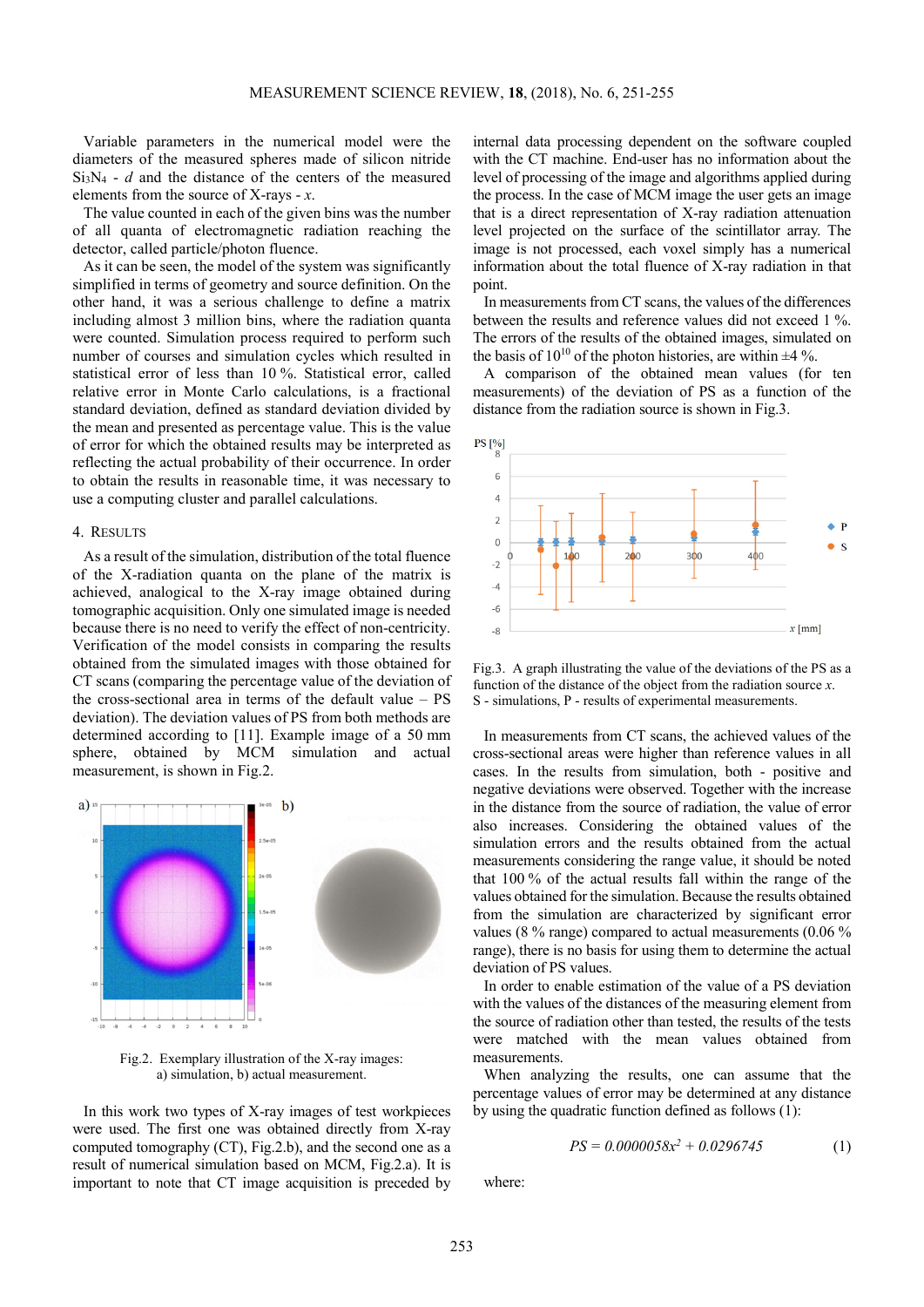Variable parameters in the numerical model were the diameters of the measured spheres made of silicon nitride $Si_3N_4$ - $d$ and the distance of the centers of the measured elements from the source of X-rays - $x$.

The value counted in each of the given bins was the number of all quanta of electromagnetic radiation reaching the detector, called particle/photon fluence.

As it can be seen, the model of the system was significantly simplified in terms of geometry and source definition. On the other hand, it was a serious challenge to define a matrix including almost 3 million bins, where the radiation quanta were counted. Simulation process required to perform such number of courses and simulation cycles which resulted in statistical error of less than 10 %. Statistical error, called relative error in Monte Carlo calculations, is a fractional standard deviation, defined as standard deviation divided by the mean and presented as percentage value. This is the value of error for which the obtained results may be interpreted as reflecting the actual probability of their occurrence. In order to obtain the results in reasonable time, it was necessary to use a computing cluster and parallel calculations.

## 4. Results

As a result of the simulation, distribution of the total fluence of the X-radiation quanta on the plane of the matrix is achieved, analogical to the X-ray image obtained during tomographic acquisition. Only one simulated image is needed because there is no need to verify the effect of non-centricity. Verification of the model consists in comparing the results obtained from the simulated images with those obtained for CT scans (comparing the percentage value of the deviation of the cross-sectional area in terms of the default value – PS deviation). The deviation values of PS from both methods are determined according to [11]. Example image of a 50 mm sphere, obtained by MCM simulation and actual measurement, is shown in Fig.2.

Fig.2. Exemplary illustration of the X-ray images: a) simulation, b) actual measurement.

In this work two types of X-ray images of test workpieces were used. The first one was obtained directly from X-ray computed tomography (CT), Fig.2.b), and the second one as a result of numerical simulation based on MCM, Fig.2.a). It is important to note that CT image acquisition is preceded by internal data processing dependent on the software coupled with the CT machine. End-user has no information about the level of processing of the image and algorithms applied during the process. In the case of MCM image the user gets an image that is a direct representation of X-ray radiation attenuation level projected on the surface of the scintillator array. The image is not processed, each voxel simply has a numerical information about the total fluence of X-ray radiation in that point.

In measurements from CT scans, the values of the differences between the results and reference values did not exceed 1 %. The errors of the results of the obtained images, simulated on the basis of $10^{10}$ of the photon histories, are within ±4 %.

A comparison of the obtained mean values (for ten measurements) of the deviation of PS as a function of the distance from the radiation source is shown in Fig.3.

Fig.3. A graph illustrating the value of the deviations of the PS as a function of the distance of the object from the radiation source $x$. S - simulations, P - results of experimental measurements.

In measurements from CT scans, the achieved values of the cross-sectional areas were higher than reference values in all cases. In the results from simulation, both - positive and negative deviations were observed. Together with the increase in the distance from the source of radiation, the value of error also increases. Considering the obtained values of the simulation errors and the results obtained from the actual measurements considering the range value, it should be noted that 100 % of the actual results fall within the range of the values obtained for the simulation. Because the results obtained from the simulation are characterized by significant error values (8 % range) compared to actual measurements (0.06 % range), there is no basis for using them to determine the actual deviation of PS values.

In order to enable estimation of the value of a PS deviation with the values of the distances of the measuring element from the source of radiation other than tested, the results of the tests were matched with the mean values obtained from measurements.

When analyzing the results, one can assume that the percentage values of error may be determined at any distance by using the quadratic function defined as follows (1):

$$PS = 0.0000058x^2 + 0.0296745 \qquad (1)$$

where: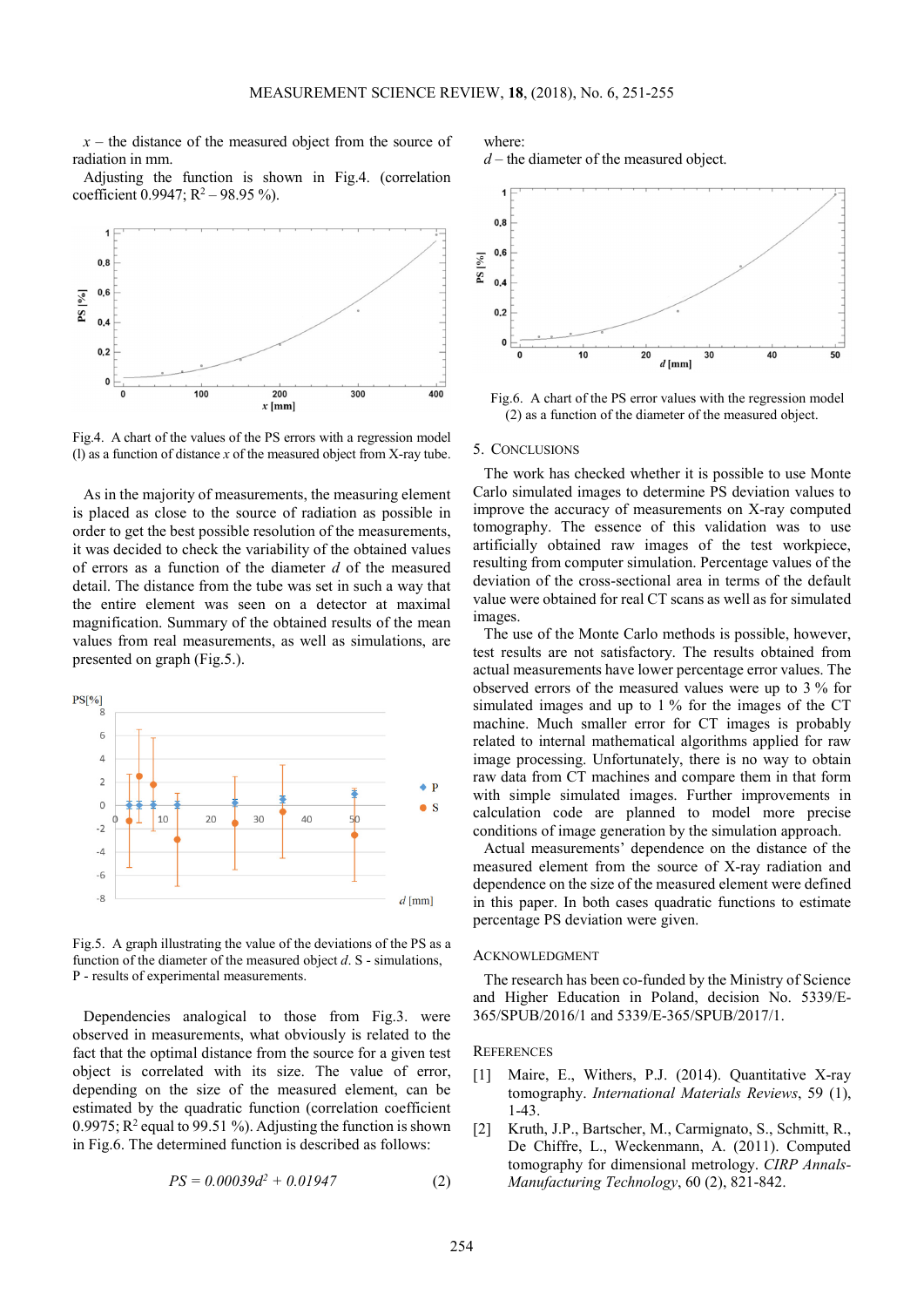$x$ – the distance of the measured object from the source of radiation in mm.

Adjusting the function is shown in Fig.4. (correlation coefficient 0.9947; $R^2$ – 98.95 %).

Fig.4. A chart of the values of the PS errors with a regression model (l) as a function of distance $x$ of the measured object from X-ray tube.

As in the majority of measurements, the measuring element is placed as close to the source of radiation as possible in order to get the best possible resolution of the measurements, it was decided to check the variability of the obtained values of errors as a function of the diameter $d$ of the measured detail. The distance from the tube was set in such a way that the entire element was seen on a detector at maximal magnification. Summary of the obtained results of the mean values from real measurements, as well as simulations, are presented on graph (Fig.5.).

Fig.5. A graph illustrating the value of the deviations of the PS as a function of the diameter of the measured object $d$. S - simulations, P - results of experimental measurements.

Dependencies analogical to those from Fig.3. were observed in measurements, what obviously is related to the fact that the optimal distance from the source for a given test object is correlated with its size. The value of error, depending on the size of the measured element, can be estimated by the quadratic function (correlation coefficient 0.9975; $R^2$ equal to 99.51 %). Adjusting the function is shown in Fig.6. The determined function is described as follows:

$$PS = 0.00039d^2 + 0.01947 \quad (2)$$

where:

$d$ – the diameter of the measured object.

Fig.6. A chart of the PS error values with the regression model (2) as a function of the diameter of the measured object.

## 5. Conclusions

The work has checked whether it is possible to use Monte Carlo simulated images to determine PS deviation values to improve the accuracy of measurements on X-ray computed tomography. The essence of this validation was to use artificially obtained raw images of the test workpiece, resulting from computer simulation. Percentage values of the deviation of the cross-sectional area in terms of the default value were obtained for real CT scans as well as for simulated images.

The use of the Monte Carlo methods is possible, however, test results are not satisfactory. The results obtained from actual measurements have lower percentage error values. The observed errors of the measured values were up to 3 % for simulated images and up to 1 % for the images of the CT machine. Much smaller error for CT images is probably related to internal mathematical algorithms applied for raw image processing. Unfortunately, there is no way to obtain raw data from CT machines and compare them in that form with simple simulated images. Further improvements in calculation code are planned to model more precise conditions of image generation by the simulation approach.

Actual measurements' dependence on the distance of the measured element from the source of X-ray radiation and dependence on the size of the measured element were defined in this paper. In both cases quadratic functions to estimate percentage PS deviation were given.

## Acknowledgment

The research has been co-funded by the Ministry of Science and Higher Education in Poland, decision No. 5339/E-365/SPUB/2016/1 and 5339/E-365/SPUB/2017/1.

## References

[1] Maire, E., Withers, P.J. (2014). Quantitative X-ray tomography. *International Materials Reviews*, 59 (1), 1-43.

[2] Kruth, J.P., Bartscher, M., Carmignato, S., Schmitt, R., De Chiffre, L., Weckenmann, A. (2011). Computed tomography for dimensional metrology. *CIRP Annals-Manufacturing Technology*, 60 (2), 821-842.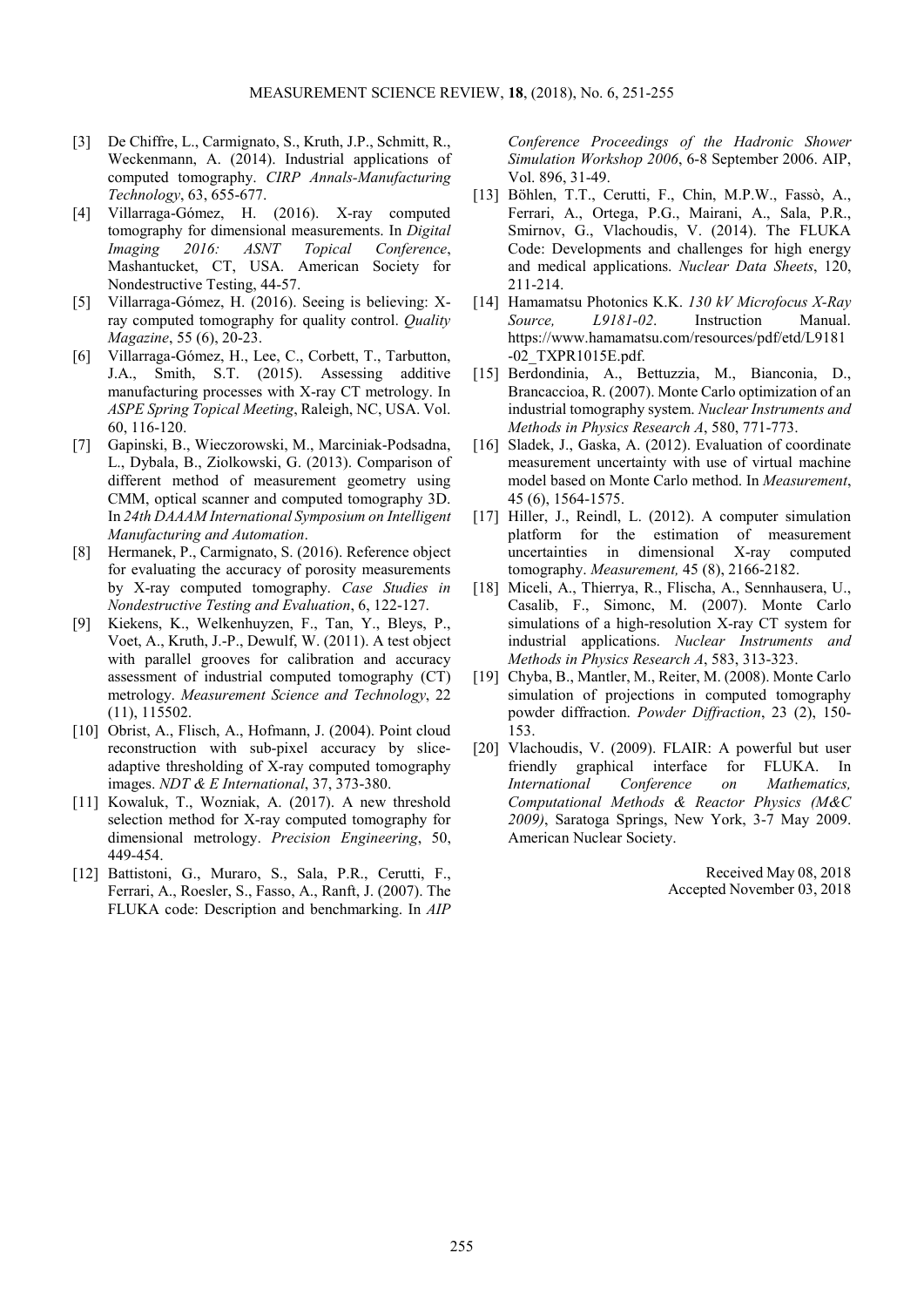[3] De Chiffre, L., Carmignato, S., Kruth, J.P., Schmitt, R., Weckenmann, A. (2014). Industrial applications of computed tomography. *CIRP Annals-Manufacturing Technology*, 63, 655-677.

[4] Villarraga-Gómez, H. (2016). X-ray computed tomography for dimensional measurements. In *Digital Imaging 2016: ASNT Topical Conference*, Mashantucket, CT, USA. American Society for Nondestructive Testing, 44-57.

[5] Villarraga-Gómez, H. (2016). Seeing is believing: X-ray computed tomography for quality control. *Quality Magazine*, 55 (6), 20-23.

[6] Villarraga-Gómez, H., Lee, C., Corbett, T., Tarbutton, J.A., Smith, S.T. (2015). Assessing additive manufacturing processes with X-ray CT metrology. In *ASPE Spring Topical Meeting*, Raleigh, NC, USA. Vol. 60, 116-120.

[7] Gapinski, B., Wieczorowski, M., Marciniak-Podsadna, L., Dybala, B., Ziolkowski, G. (2013). Comparison of different method of measurement geometry using CMM, optical scanner and computed tomography 3D. In *24th DAAAM International Symposium on Intelligent Manufacturing and Automation*.

[8] Hermanek, P., Carmignato, S. (2016). Reference object for evaluating the accuracy of porosity measurements by X-ray computed tomography. *Case Studies in Nondestructive Testing and Evaluation*, 6, 122-127.

[9] Kiekens, K., Welkenhuyzen, F., Tan, Y., Bleys, P., Voet, A., Kruth, J.-P., Dewulf, W. (2011). A test object with parallel grooves for calibration and accuracy assessment of industrial computed tomography (CT) metrology. *Measurement Science and Technology*, 22 (11), 115502.

[10] Obrist, A., Flisch, A., Hofmann, J. (2004). Point cloud reconstruction with sub-pixel accuracy by slice-adaptive thresholding of X-ray computed tomography images. *NDT & E International*, 37, 373-380.

[11] Kowaluk, T., Wozniak, A. (2017). A new threshold selection method for X-ray computed tomography for dimensional metrology. *Precision Engineering*, 50, 449-454.

[12] Battistoni, G., Muraro, S., Sala, P.R., Cerutti, F., Ferrari, A., Roesler, S., Fasso, A., Ranft, J. (2007). The FLUKA code: Description and benchmarking. In *AIP Conference Proceedings of the Hadronic Shower Simulation Workshop 2006*, 6-8 September 2006. AIP, Vol. 896, 31-49.

[13] Böhlen, T.T., Cerutti, F., Chin, M.P.W., Fassò, A., Ferrari, A., Ortega, P.G., Mairani, A., Sala, P.R., Smirnov, G., Vlachoudis, V. (2014). The FLUKA Code: Developments and challenges for high energy and medical applications. *Nuclear Data Sheets*, 120, 211-214.

[14] Hamamatsu Photonics K.K. *130 kV Microfocus X-Ray Source, L9181-02*. Instruction Manual. https://www.hamamatsu.com/resources/pdf/etd/L9181-02_TXPR1015E.pdf.

[15] Berdondinia, A., Bettuzzia, M., Bianconia, D., Brancaccioa, R. (2007). Monte Carlo optimization of an industrial tomography system. *Nuclear Instruments and Methods in Physics Research A*, 580, 771-773.

[16] Sladek, J., Gaska, A. (2012). Evaluation of coordinate measurement uncertainty with use of virtual machine model based on Monte Carlo method. In *Measurement*, 45 (6), 1564-1575.

[17] Hiller, J., Reindl, L. (2012). A computer simulation platform for the estimation of measurement uncertainties in dimensional X-ray computed tomography. *Measurement,* 45 (8), 2166-2182.

[18] Miceli, A., Thierrya, R., Flischa, A., Sennhausera, U., Casalib, F., Simonc, M. (2007). Monte Carlo simulations of a high-resolution X-ray CT system for industrial applications. *Nuclear Instruments and Methods in Physics Research A*, 583, 313-323.

[19] Chyba, B., Mantler, M., Reiter, M. (2008). Monte Carlo simulation of projections in computed tomography powder diffraction. *Powder Diffraction*, 23 (2), 150-153.

[20] Vlachoudis, V. (2009). FLAIR: A powerful but user friendly graphical interface for FLUKA. In *International Conference on Mathematics, Computational Methods & Reactor Physics (M&C 2009)*, Saratoga Springs, New York, 3-7 May 2009. American Nuclear Society.

Received May 08, 2018
Accepted November 03, 2018